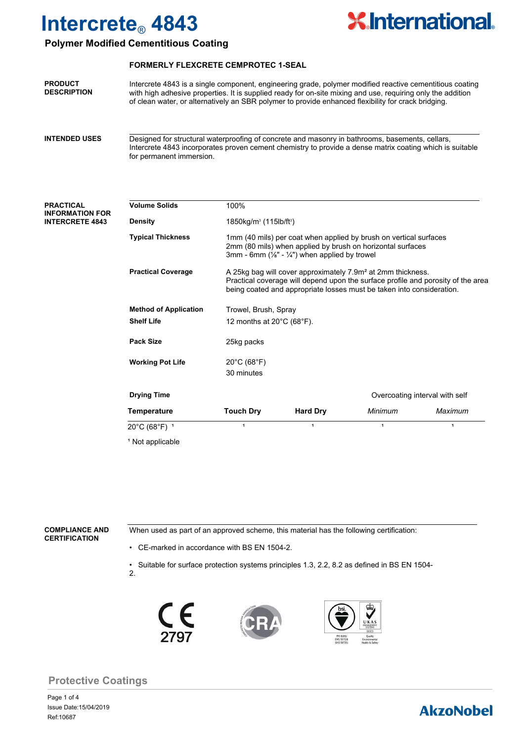# Intercrete® 4843

## Polymer Modified Cementitious Coating

**FORMERLY FLEXCRETE CEMPROTEC 1-SEAL**

### PRODUCT DESCRIPTION

Intercrete 4843 is a single component, engineering grade, polymer modified reactive cementitious coating with high adhesive properties. It is supplied ready for on-site mixing and use, requiring only the addition of clean water, or alternatively an SBR polymer to provide enhanced flexibility for crack bridging.

### INTENDED USES

Designed for structural waterproofing of concrete and masonry in bathrooms, basements, cellars, Intercrete 4843 incorporates proven cement chemistry to provide a dense matrix coating which is suitable for permanent immersion.

### PRACTICAL INFORMATION FOR INTERCRETE 4843

**Volume Solids** 100%

**Density** 1850kg/m³ (115lb/ft³)

**Typical Thickness**
1mm (40 mils) per coat when applied by brush on vertical surfaces
2mm (80 mils) when applied by brush on horizontal surfaces
3mm - 6mm (⅛" - ¼") when applied by trowel

**Practical Coverage**
A 25kg bag will cover approximately 7.9m² at 2mm thickness.
Practical coverage will depend upon the surface profile and porosity of the area being coated and appropriate losses must be taken into consideration.

**Method of Application** Trowel, Brush, Spray

**Shelf Life** 12 months at 20°C (68°F).

**Pack Size** 25kg packs

**Working Pot Life**
20°C (68°F)
30 minutes

**Drying Time**

| Temperature | Touch Dry | Hard Dry | Overcoating interval with self – *Minimum* | Overcoating interval with self – *Maximum* |
|---|---|---|---|---|
| 20°C (68°F) [1] | [1] | [1] | [1] | [1] |

[1] Not applicable

### COMPLIANCE AND CERTIFICATION

When used as part of an approved scheme, this material has the following certification:

- CE-marked in accordance with BS EN 1504-2.
- Suitable for surface protection systems principles 1.3, 2.2, 8.2 as defined in BS EN 1504-2.

CE 2797

Protective Coatings

Issue Date:15/04/2019
Ref:10687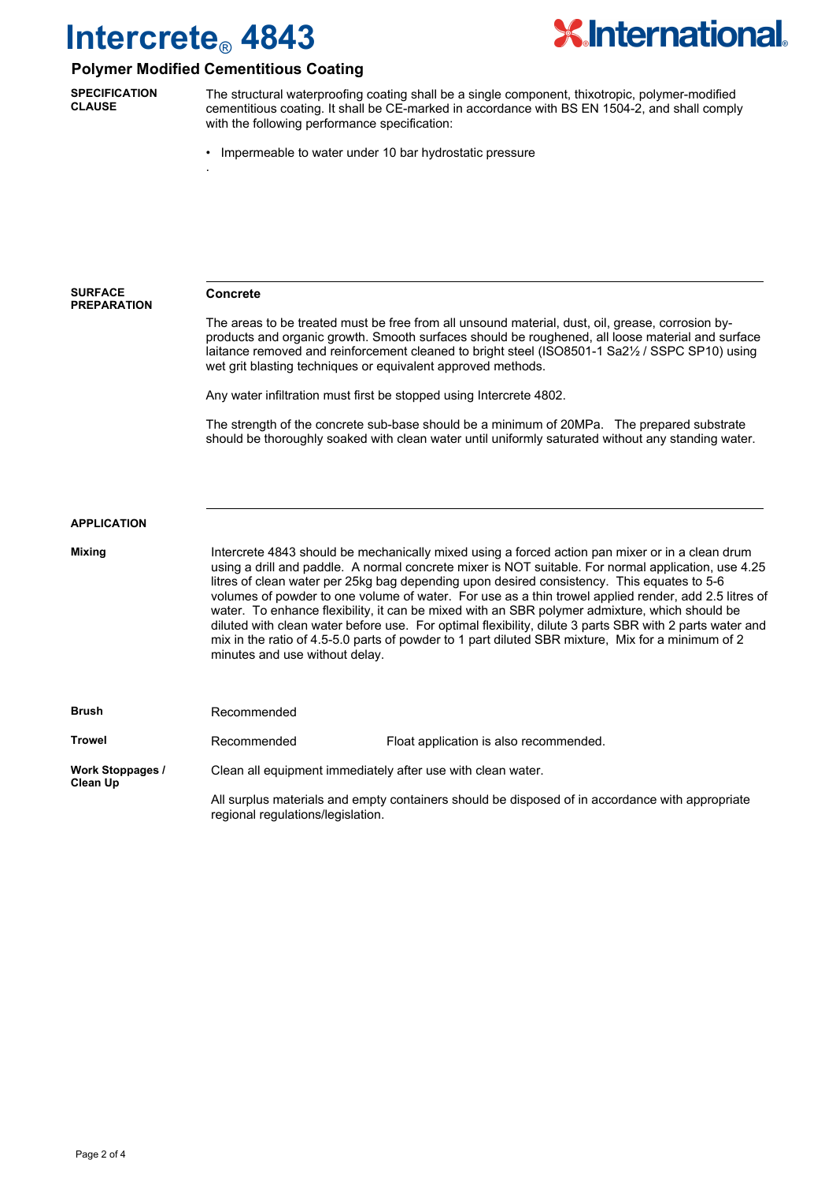# Intercrete® 4843

## Polymer Modified Cementitious Coating

**SPECIFICATION CLAUSE**

The structural waterproofing coating shall be a single component, thixotropic, polymer-modified cementitious coating. It shall be CE-marked in accordance with BS EN 1504-2, and shall comply with the following performance specification:

- Impermeable to water under 10 bar hydrostatic pressure

**SURFACE PREPARATION**

**Concrete**

The areas to be treated must be free from all unsound material, dust, oil, grease, corrosion by-products and organic growth. Smooth surfaces should be roughened, all loose material and surface laitance removed and reinforcement cleaned to bright steel (ISO8501-1 Sa2½ / SSPC SP10) using wet grit blasting techniques or equivalent approved methods.

Any water infiltration must first be stopped using Intercrete 4802.

The strength of the concrete sub-base should be a minimum of 20MPa. The prepared substrate should be thoroughly soaked with clean water until uniformly saturated without any standing water.

**APPLICATION**

**Mixing**

Intercrete 4843 should be mechanically mixed using a forced action pan mixer or in a clean drum using a drill and paddle. A normal concrete mixer is NOT suitable. For normal application, use 4.25 litres of clean water per 25kg bag depending upon desired consistency. This equates to 5-6 volumes of powder to one volume of water. For use as a thin trowel applied render, add 2.5 litres of water. To enhance flexibility, it can be mixed with an SBR polymer admixture, which should be diluted with clean water before use. For optimal flexibility, dilute 3 parts SBR with 2 parts water and mix in the ratio of 4.5-5.0 parts of powder to 1 part diluted SBR mixture, Mix for a minimum of 2 minutes and use without delay.

**Brush**

Recommended

**Trowel**

Recommended — Float application is also recommended.

**Work Stoppages / Clean Up**

Clean all equipment immediately after use with clean water.

All surplus materials and empty containers should be disposed of in accordance with appropriate regional regulations/legislation.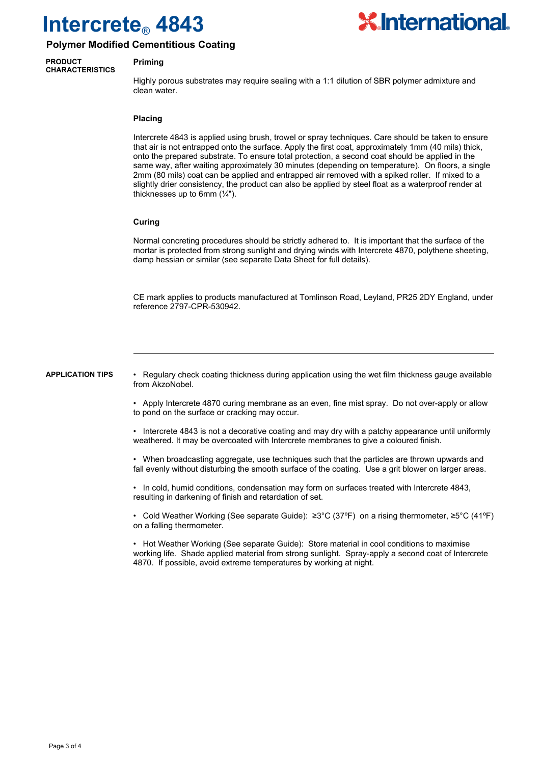# Intercrete® 4843

## Polymer Modified Cementitious Coating

**PRODUCT CHARACTERISTICS**

### Priming

Highly porous substrates may require sealing with a 1:1 dilution of SBR polymer admixture and clean water.

### Placing

Intercrete 4843 is applied using brush, trowel or spray techniques. Care should be taken to ensure that air is not entrapped onto the surface. Apply the first coat, approximately 1mm (40 mils) thick, onto the prepared substrate. To ensure total protection, a second coat should be applied in the same way, after waiting approximately 30 minutes (depending on temperature). On floors, a single 2mm (80 mils) coat can be applied and entrapped air removed with a spiked roller. If mixed to a slightly drier consistency, the product can also be applied by steel float as a waterproof render at thicknesses up to 6mm (¼").

### Curing

Normal concreting procedures should be strictly adhered to. It is important that the surface of the mortar is protected from strong sunlight and drying winds with Intercrete 4870, polythene sheeting, damp hessian or similar (see separate Data Sheet for full details).

CE mark applies to products manufactured at Tomlinson Road, Leyland, PR25 2DY England, under reference 2797-CPR-530942.

---

**APPLICATION TIPS**

- Regulary check coating thickness during application using the wet film thickness gauge available from AkzoNobel.
- Apply Intercrete 4870 curing membrane as an even, fine mist spray. Do not over-apply or allow to pond on the surface or cracking may occur.
- Intercrete 4843 is not a decorative coating and may dry with a patchy appearance until uniformly weathered. It may be overcoated with Intercrete membranes to give a coloured finish.
- When broadcasting aggregate, use techniques such that the particles are thrown upwards and fall evenly without disturbing the smooth surface of the coating. Use a grit blower on larger areas.
- In cold, humid conditions, condensation may form on surfaces treated with Intercrete 4843, resulting in darkening of finish and retardation of set.
- Cold Weather Working (See separate Guide): ≥3°C (37ºF) on a rising thermometer, ≥5°C (41ºF) on a falling thermometer.
- Hot Weather Working (See separate Guide): Store material in cool conditions to maximise working life. Shade applied material from strong sunlight. Spray-apply a second coat of Intercrete 4870. If possible, avoid extreme temperatures by working at night.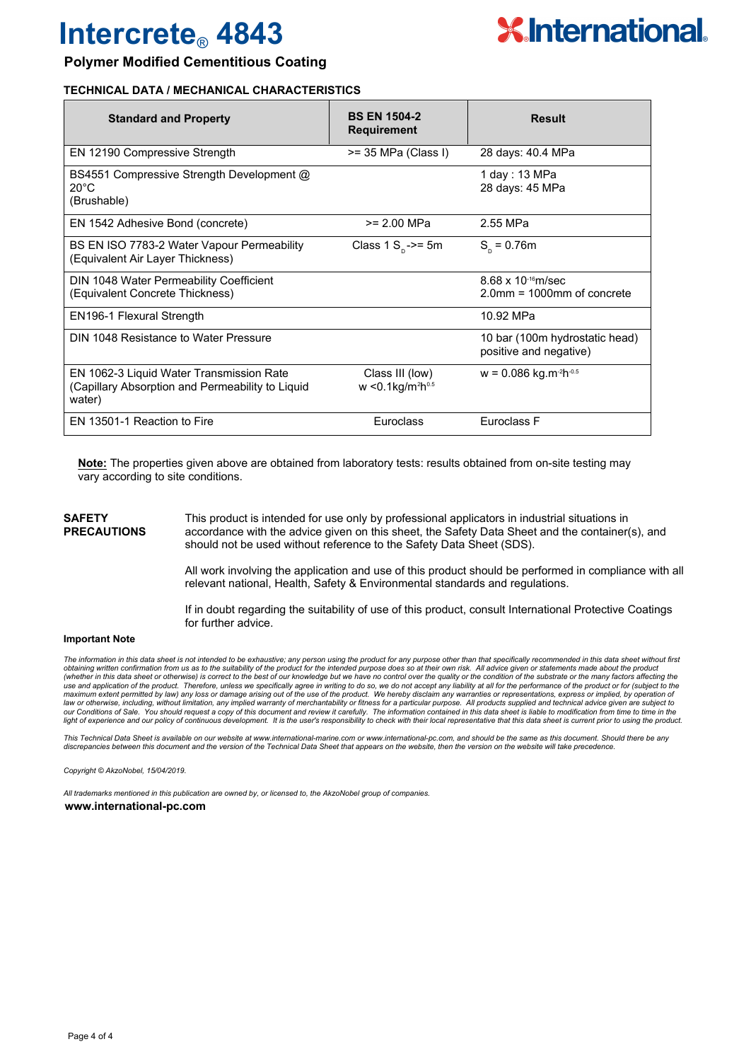# Intercrete® 4843

## Polymer Modified Cementitious Coating

### TECHNICAL DATA / MECHANICAL CHARACTERISTICS

| Standard and Property | BS EN 1504-2 Requirement | Result |
|---|---|---|
| EN 12190 Compressive Strength | >= 35 MPa (Class I) | 28 days: 40.4 MPa |
| BS4551 Compressive Strength Development @ 20°C (Brushable) | | 1 day : 13 MPa<br>28 days: 45 MPa |
| EN 1542 Adhesive Bond (concrete) | >= 2.00 MPa | 2.55 MPa |
| BS EN ISO 7783-2 Water Vapour Permeability (Equivalent Air Layer Thickness) | Class 1 $S_D$ ->= 5m | $S_D$ = 0.76m |
| DIN 1048 Water Permeability Coefficient (Equivalent Concrete Thickness) | | $8.68 \times 10^{-16}$m/sec<br>2.0mm = 1000mm of concrete |
| EN196-1 Flexural Strength | | 10.92 MPa |
| DIN 1048 Resistance to Water Pressure | | 10 bar (100m hydrostatic head) positive and negative) |
| EN 1062-3 Liquid Water Transmission Rate (Capillary Absorption and Permeability to Liquid water) | Class III (low)<br>w <0.1kg/m$^2$h$^{0.5}$ | w = 0.086 kg.m$^{-2}$h$^{-0.5}$ |
| EN 13501-1 Reaction to Fire | Euroclass | Euroclass F |

**Note:** The properties given above are obtained from laboratory tests: results obtained from on-site testing may vary according to site conditions.

**SAFETY PRECAUTIONS**

This product is intended for use only by professional applicators in industrial situations in accordance with the advice given on this sheet, the Safety Data Sheet and the container(s), and should not be used without reference to the Safety Data Sheet (SDS).

All work involving the application and use of this product should be performed in compliance with all relevant national, Health, Safety & Environmental standards and regulations.

If in doubt regarding the suitability of use of this product, consult International Protective Coatings for further advice.

**Important Note**

*The information in this data sheet is not intended to be exhaustive; any person using the product for any purpose other than that specifically recommended in this data sheet without first obtaining written confirmation from us as to the suitability of the product for the intended purpose does so at their own risk. All advice given or statements made about the product (whether in this data sheet or otherwise) is correct to the best of our knowledge but we have no control over the quality or the condition of the substrate or the many factors affecting the use and application of the product. Therefore, unless we specifically agree in writing to do so, we do not accept any liability at all for the performance of the product or for (subject to the maximum extent permitted by law) any loss or damage arising out of the use of the product. We hereby disclaim any warranties or representations, express or implied, by operation of law or otherwise, including, without limitation, any implied warranty of merchantability or fitness for a particular purpose. All products supplied and technical advice given are subject to our Conditions of Sale. You should request a copy of this document and review it carefully. The information contained in this data sheet is liable to modification from time to time in the light of experience and our policy of continuous development. It is the user's responsibility to check with their local representative that this data sheet is current prior to using the product.*

*This Technical Data Sheet is available on our website at www.international-marine.com or www.international-pc.com, and should be the same as this document. Should there be any discrepancies between this document and the version of the Technical Data Sheet that appears on the website, then the version on the website will take precedence.*

*Copyright © AkzoNobel, 15/04/2019.*

*All trademarks mentioned in this publication are owned by, or licensed to, the AkzoNobel group of companies.*

**www.international-pc.com**